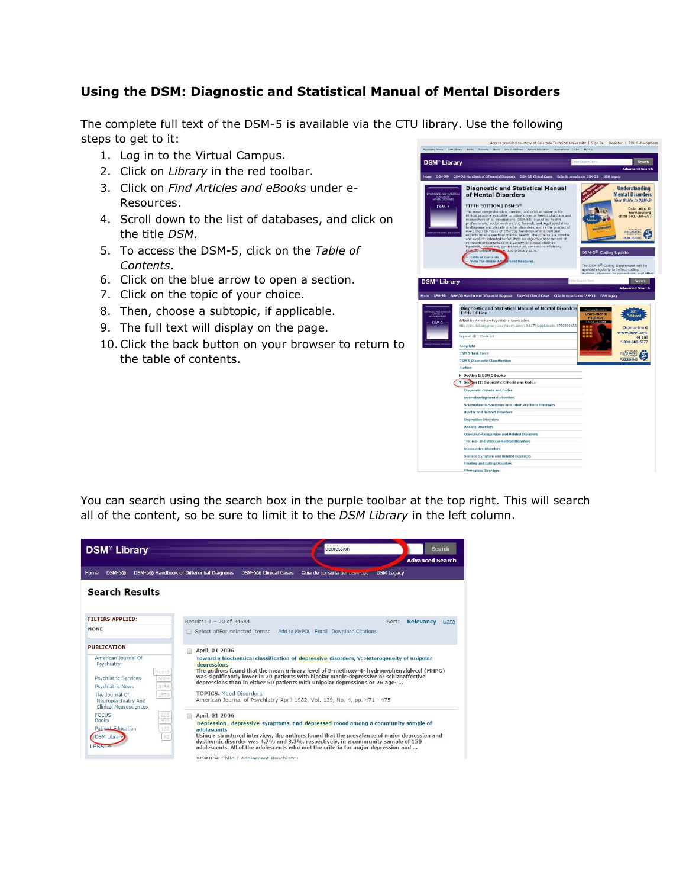## Using the DSM: Diagnostic and Statistical Manual of Mental Disorders

The complete full text of the DSM-5 is available via the CTU library. Use the following steps to get to it:

1. Log in to the Virtual Campus.
2. Click on *Library* in the red toolbar.
3. Click on *Find Articles and eBooks* under e-Resources.
4. Scroll down to the list of databases, and click on the title *DSM*.
5. To access the DSM-5, click on the *Table of Contents*.
6. Click on the blue arrow to open a section.
7. Click on the topic of your choice.
8. Then, choose a subtopic, if applicable.
9. The full text will display on the page.
10. Click the back button on your browser to return to the table of contents.

You can search using the search box in the purple toolbar at the top right. This will search all of the content, so be sure to limit it to the *DSM Library* in the left column.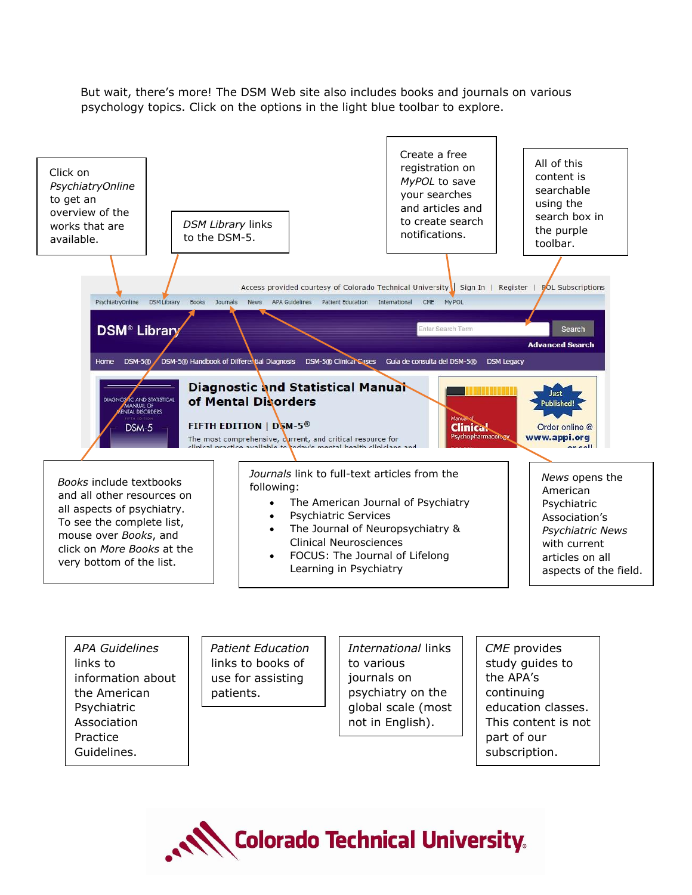But wait, there's more! The DSM Web site also includes books and journals on various psychology topics. Click on the options in the light blue toolbar to explore.

Click on *PsychiatryOnline* to get an overview of the works that are available.

*DSM Library* links to the DSM-5.

Create a free registration on *MyPOL* to save your searches and articles and to create search notifications.

All of this content is searchable using the search box in the purple toolbar.

*Books* include textbooks and all other resources on all aspects of psychiatry. To see the complete list, mouse over *Books*, and click on *More Books* at the very bottom of the list.

*Journals* link to full-text articles from the following:

- The American Journal of Psychiatry
- Psychiatric Services
- The Journal of Neuropsychiatry & Clinical Neurosciences
- FOCUS: The Journal of Lifelong Learning in Psychiatry

*News* opens the American Psychiatric Association's *Psychiatric News* with current articles on all aspects of the field.

*APA Guidelines* links to information about the American Psychiatric Association Practice Guidelines.

*Patient Education* links to books of use for assisting patients.

*International* links to various journals on psychiatry on the global scale (most not in English).

*CME* provides study guides to the APA's continuing education classes. This content is not part of our subscription.

Colorado Technical University